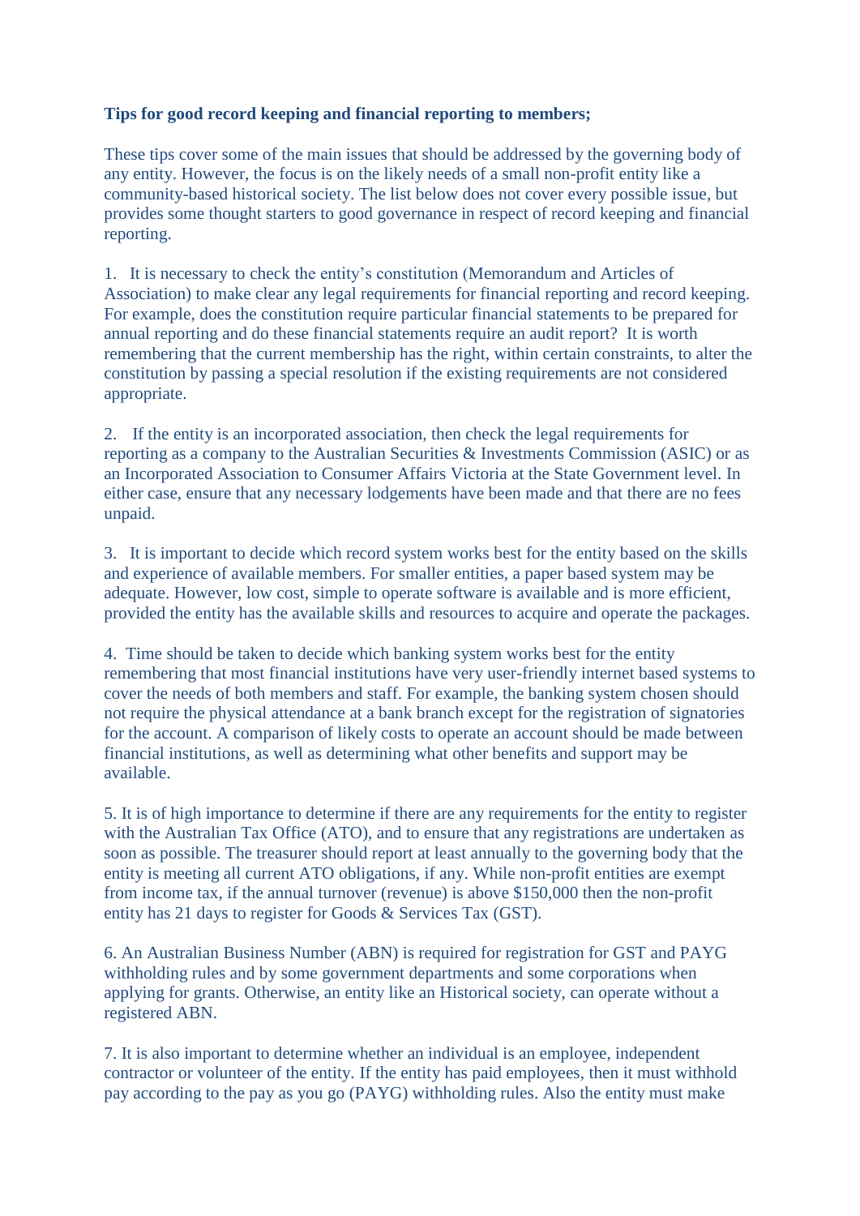**Tips for good record keeping and financial reporting to members;**

These tips cover some of the main issues that should be addressed by the governing body of any entity. However, the focus is on the likely needs of a small non-profit entity like a community-based historical society. The list below does not cover every possible issue, but provides some thought starters to good governance in respect of record keeping and financial reporting.

1. It is necessary to check the entity's constitution (Memorandum and Articles of Association) to make clear any legal requirements for financial reporting and record keeping. For example, does the constitution require particular financial statements to be prepared for annual reporting and do these financial statements require an audit report? It is worth remembering that the current membership has the right, within certain constraints, to alter the constitution by passing a special resolution if the existing requirements are not considered appropriate.

2. If the entity is an incorporated association, then check the legal requirements for reporting as a company to the Australian Securities & Investments Commission (ASIC) or as an Incorporated Association to Consumer Affairs Victoria at the State Government level. In either case, ensure that any necessary lodgements have been made and that there are no fees unpaid.

3. It is important to decide which record system works best for the entity based on the skills and experience of available members. For smaller entities, a paper based system may be adequate. However, low cost, simple to operate software is available and is more efficient, provided the entity has the available skills and resources to acquire and operate the packages.

4. Time should be taken to decide which banking system works best for the entity remembering that most financial institutions have very user-friendly internet based systems to cover the needs of both members and staff. For example, the banking system chosen should not require the physical attendance at a bank branch except for the registration of signatories for the account. A comparison of likely costs to operate an account should be made between financial institutions, as well as determining what other benefits and support may be available.

5. It is of high importance to determine if there are any requirements for the entity to register with the Australian Tax Office (ATO), and to ensure that any registrations are undertaken as soon as possible. The treasurer should report at least annually to the governing body that the entity is meeting all current ATO obligations, if any. While non-profit entities are exempt from income tax, if the annual turnover (revenue) is above $150,000 then the non-profit entity has 21 days to register for Goods & Services Tax (GST).

6. An Australian Business Number (ABN) is required for registration for GST and PAYG withholding rules and by some government departments and some corporations when applying for grants. Otherwise, an entity like an Historical society, can operate without a registered ABN.

7. It is also important to determine whether an individual is an employee, independent contractor or volunteer of the entity. If the entity has paid employees, then it must withhold pay according to the pay as you go (PAYG) withholding rules. Also the entity must make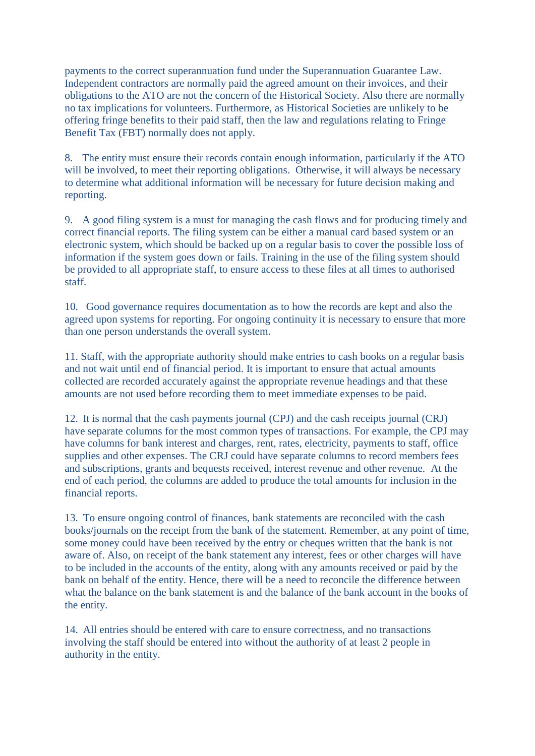payments to the correct superannuation fund under the Superannuation Guarantee Law. Independent contractors are normally paid the agreed amount on their invoices, and their obligations to the ATO are not the concern of the Historical Society. Also there are normally no tax implications for volunteers. Furthermore, as Historical Societies are unlikely to be offering fringe benefits to their paid staff, then the law and regulations relating to Fringe Benefit Tax (FBT) normally does not apply.

8. The entity must ensure their records contain enough information, particularly if the ATO will be involved, to meet their reporting obligations. Otherwise, it will always be necessary to determine what additional information will be necessary for future decision making and reporting.

9. A good filing system is a must for managing the cash flows and for producing timely and correct financial reports. The filing system can be either a manual card based system or an electronic system, which should be backed up on a regular basis to cover the possible loss of information if the system goes down or fails. Training in the use of the filing system should be provided to all appropriate staff, to ensure access to these files at all times to authorised staff.

10. Good governance requires documentation as to how the records are kept and also the agreed upon systems for reporting. For ongoing continuity it is necessary to ensure that more than one person understands the overall system.

11. Staff, with the appropriate authority should make entries to cash books on a regular basis and not wait until end of financial period. It is important to ensure that actual amounts collected are recorded accurately against the appropriate revenue headings and that these amounts are not used before recording them to meet immediate expenses to be paid.

12. It is normal that the cash payments journal (CPJ) and the cash receipts journal (CRJ) have separate columns for the most common types of transactions. For example, the CPJ may have columns for bank interest and charges, rent, rates, electricity, payments to staff, office supplies and other expenses. The CRJ could have separate columns to record members fees and subscriptions, grants and bequests received, interest revenue and other revenue. At the end of each period, the columns are added to produce the total amounts for inclusion in the financial reports.

13. To ensure ongoing control of finances, bank statements are reconciled with the cash books/journals on the receipt from the bank of the statement. Remember, at any point of time, some money could have been received by the entry or cheques written that the bank is not aware of. Also, on receipt of the bank statement any interest, fees or other charges will have to be included in the accounts of the entity, along with any amounts received or paid by the bank on behalf of the entity. Hence, there will be a need to reconcile the difference between what the balance on the bank statement is and the balance of the bank account in the books of the entity.

14. All entries should be entered with care to ensure correctness, and no transactions involving the staff should be entered into without the authority of at least 2 people in authority in the entity.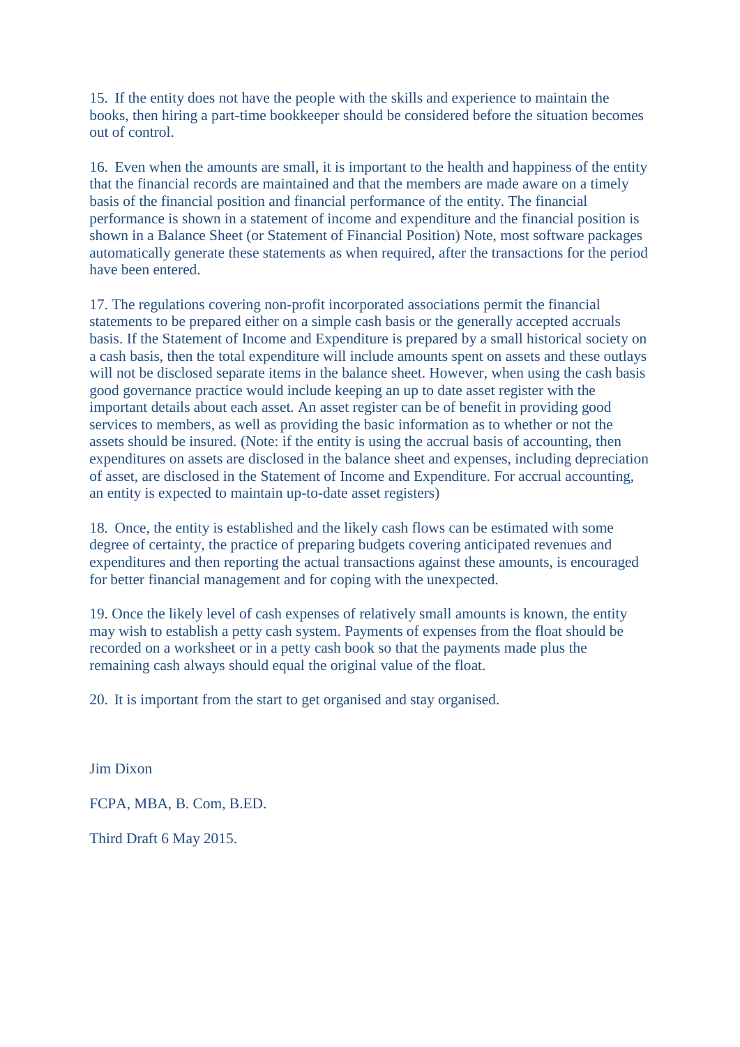15. If the entity does not have the people with the skills and experience to maintain the books, then hiring a part-time bookkeeper should be considered before the situation becomes out of control.

16. Even when the amounts are small, it is important to the health and happiness of the entity that the financial records are maintained and that the members are made aware on a timely basis of the financial position and financial performance of the entity. The financial performance is shown in a statement of income and expenditure and the financial position is shown in a Balance Sheet (or Statement of Financial Position) Note, most software packages automatically generate these statements as when required, after the transactions for the period have been entered.

17. The regulations covering non-profit incorporated associations permit the financial statements to be prepared either on a simple cash basis or the generally accepted accruals basis. If the Statement of Income and Expenditure is prepared by a small historical society on a cash basis, then the total expenditure will include amounts spent on assets and these outlays will not be disclosed separate items in the balance sheet. However, when using the cash basis good governance practice would include keeping an up to date asset register with the important details about each asset. An asset register can be of benefit in providing good services to members, as well as providing the basic information as to whether or not the assets should be insured. (Note: if the entity is using the accrual basis of accounting, then expenditures on assets are disclosed in the balance sheet and expenses, including depreciation of asset, are disclosed in the Statement of Income and Expenditure. For accrual accounting, an entity is expected to maintain up-to-date asset registers)

18. Once, the entity is established and the likely cash flows can be estimated with some degree of certainty, the practice of preparing budgets covering anticipated revenues and expenditures and then reporting the actual transactions against these amounts, is encouraged for better financial management and for coping with the unexpected.

19. Once the likely level of cash expenses of relatively small amounts is known, the entity may wish to establish a petty cash system. Payments of expenses from the float should be recorded on a worksheet or in a petty cash book so that the payments made plus the remaining cash always should equal the original value of the float.

20. It is important from the start to get organised and stay organised.

Jim Dixon

FCPA, MBA, B. Com, B.ED.

Third Draft 6 May 2015.